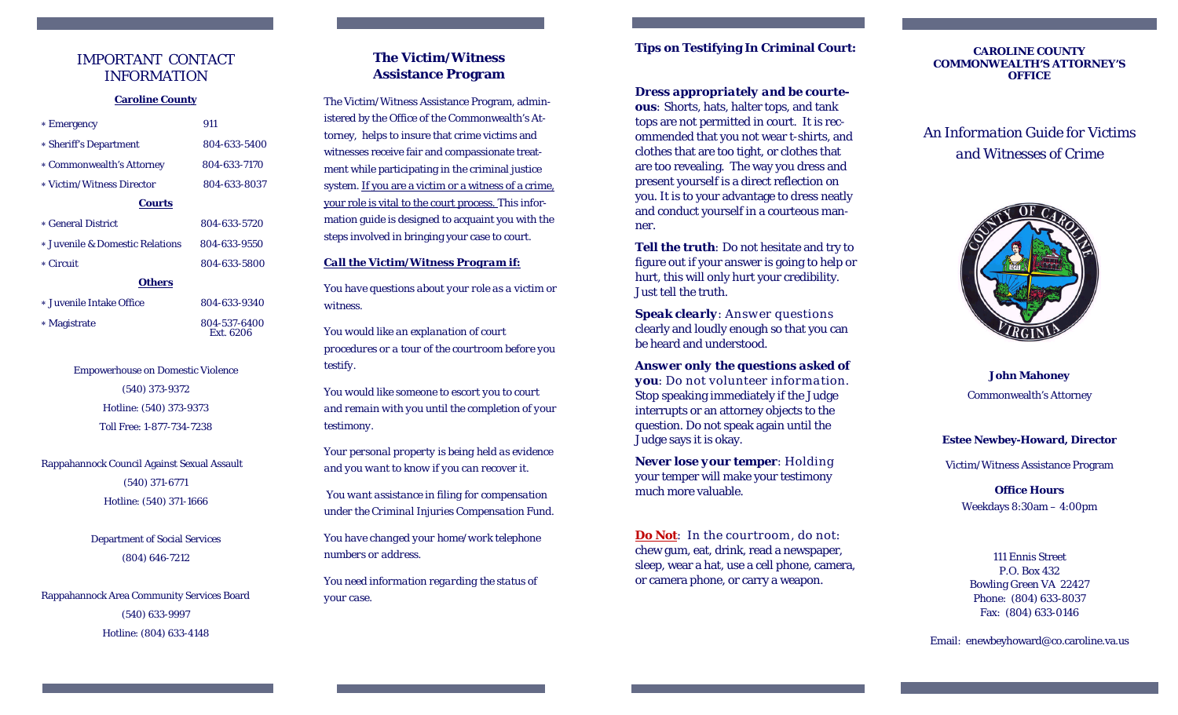# IMPORTANT CONTACT INFORMATION

**Caroline County**

| | |
|---|---|
| * Emergency | 911 |
| * Sheriff's Department | 804-633-5400 |
| * Commonwealth's Attorney | 804-633-7170 |
| * Victim/Witness Director | 804-633-8037 |

**Courts**

| | |
|---|---|
| * General District | 804-633-5720 |
| * Juvenile & Domestic Relations | 804-633-9550 |
| * Circuit | 804-633-5800 |

**Others**

| | |
|---|---|
| * Juvenile Intake Office | 804-633-9340 |
| * Magistrate | 804-537-6400 Ext. 6206 |

Empowerhouse on Domestic Violence
(540) 373-9372
Hotline: (540) 373-9373
Toll Free: 1-877-734-7238

Rappahannock Council Against Sexual Assault
(540) 371-6771
Hotline: (540) 371-1666

Department of Social Services
(804) 646-7212

Rappahannock Area Community Services Board
(540) 633-9997
Hotline: (804) 633-4148

## The Victim/Witness Assistance Program

The Victim/Witness Assistance Program, administered by the Office of the Commonwealth's Attorney, helps to insure that crime victims and witnesses receive fair and compassionate treatment while participating in the criminal justice system. If you are a victim or a witness of a crime, your role is vital to the court process. This information guide is designed to acquaint you with the steps involved in bringing your case to court.

***Call the Victim/Witness Program if:***

*You have questions about your role as a victim or witness.*

*You would like an explanation of court procedures or a tour of the courtroom before you testify.*

*You would like someone to escort you to court and remain with you until the completion of your testimony.*

*Your personal property is being held as evidence and you want to know if you can recover it.*

*You want assistance in filing for compensation under the Criminal Injuries Compensation Fund.*

*You have changed your home/work telephone numbers or address.*

*You need information regarding the status of your case.*

## Tips on Testifying In Criminal Court:

***Dress appropriately and be courteous***: Shorts, hats, halter tops, and tank tops are not permitted in court. It is recommended that you not wear t-shirts, and clothes that are too tight, or clothes that are too revealing. The way you dress and present yourself is a direct reflection on you. It is to your advantage to dress neatly and conduct yourself in a courteous manner.

***Tell the truth***: Do not hesitate and try to figure out if your answer is going to help or hurt, this will only hurt your credibility. Just tell the truth.

***Speak clearly***: Answer questions clearly and loudly enough so that you can be heard and understood.

***Answer only the questions asked of you***: Do not volunteer information. Stop speaking immediately if the Judge interrupts or an attorney objects to the question. Do not speak again until the Judge says it is okay.

***Never lose your temper***: Holding your temper will make your testimony much more valuable.

**Do Not**: In the courtroom, do not: chew gum, eat, drink, read a newspaper, sleep, wear a hat, use a cell phone, camera, or camera phone, or carry a weapon.

**CAROLINE COUNTY COMMONWEALTH'S ATTORNEY'S OFFICE**

# An Information Guide for Victims and Witnesses of Crime

**John Mahoney**
Commonwealth's Attorney

**Estee Newbey-Howard, Director**
Victim/Witness Assistance Program

**Office Hours**
Weekdays 8:30am – 4:00pm

111 Ennis Street
P.O. Box 432
Bowling Green VA 22427
Phone: (804) 633-8037
Fax: (804) 633-0146

Email: enewbeyhoward@co.caroline.va.us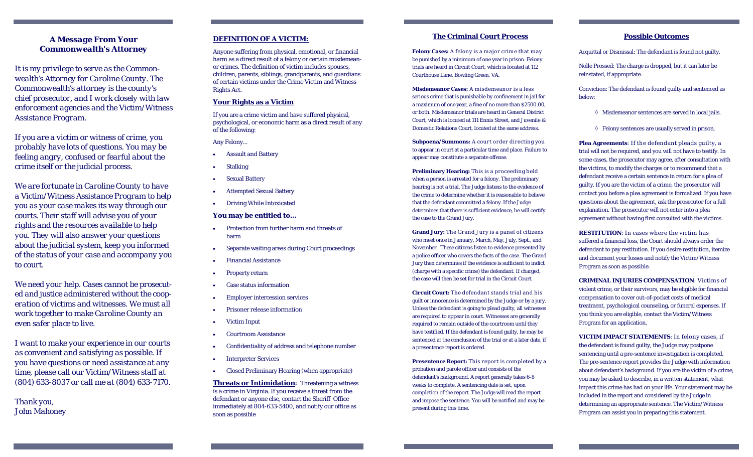## *A Message From Your Commonwealth's Attorney*

*It is my privilege to serve as the Commonwealth's Attorney for Caroline County. The Commonwealth's attorney is the county's chief prosecutor, and I work closely with law enforcement agencies and the Victim/Witness Assistance Program.*

*If you are a victim or witness of crime, you probably have lots of questions. You may be feeling angry, confused or fearful about the crime itself or the judicial process.*

*We are fortunate in Caroline County to have a Victim/Witness Assistance Program to help you as your case makes its way through our courts. Their staff will advise you of your rights and the resources available to help you. They will also answer your questions about the judicial system, keep you informed of the status of your case and accompany you to court.*

*We need your help. Cases cannot be prosecuted and justice administered without the cooperation of victims and witnesses. We must all work together to make Caroline County an even safer place to live.*

*I want to make your experience in our courts as convenient and satisfying as possible. If you have questions or need assistance at any time, please call our Victim/Witness staff at (804) 633-8037 or call me at (804) 633-7170.*

*Thank you,*
*John Mahoney*

## DEFINITION OF A VICTIM:

Anyone suffering from physical, emotional, or financial harm as a direct result of a felony or certain misdemeanor or crimes. The definition of victim includes spouses, children, parents, siblings, grandparents, and guardians of certain victims under the Crime Victim and Witness Rights Act.

### Your Rights as a Victim

If you are a crime victim and have suffered physical, psychological, or economic harm as a direct result of any of the following:

Any Felony…

- Assault and Battery
- Stalking
- Sexual Battery
- Attempted Sexual Battery
- Driving While Intoxicated

**You may be entitled to…**

- Protection from further harm and threats of harm
- Separate waiting areas during Court proceedings
- Financial Assistance
- Property return
- Case status information
- Employer intercession services
- Prisoner release information
- Victim Input
- Courtroom Assistance
- Confidentiality of address and telephone number
- Interpreter Services
- Closed Preliminary Hearing (when appropriate)

**Threats or Intimidation:** Threatening a witness is a crime in Virginia. If you receive a threat from the defendant or anyone else, contact the Sheriff Office immediately at 804-633-5400, and notify our office as soon as possible

## The Criminal Court Process

**Felony Cases:** A felony is a major crime that may be punished by a minimum of one year in prison. Felony trials are heard in Circuit Court, which is located at 112 Courthouse Lane, Bowling Green, VA.

**Misdemeanor Cases:** A misdemeanor is a less serious crime that is punishable by confinement in jail for a maximum of one year, a fine of no more than $2500.00, or both. Misdemeanor trials are heard in General District Court, which is located at 111 Ennis Street, and Juvenile & Domestic Relations Court, located at the same address.

**Subpoena/Summons:** A court order directing you to appear in court at a particular time and place. Failure to appear may constitute a separate offense.

**Preliminary Hearing:** This is a proceeding held when a person is arrested for a felony. The preliminary hearing is not a trial. The Judge listens to the evidence of the crime to determine whether it is reasonable to believe that the defendant committed a felony. If the Judge determines that there is sufficient evidence, he will certify the case to the Grand Jury.

**Grand Jury:** The Grand Jury is a panel of citizens who meet once in January, March, May, July, Sept., and November. These citizens listen to evidence presented by a police officer who covers the facts of the case. The Grand Jury then determines if the evidence is sufficient to indict (charge with a specific crime) the defendant. If charged, the case will then be set for trial in the Circuit Court.

**Circuit Court:** The defendant stands trial and his guilt or innocence is determined by the Judge or by a jury. Unless the defendant is going to plead guilty, all witnesses are required to appear in court. Witnesses are generally required to remain outside of the courtroom until they have testified. If the defendant is found guilty, he may be sentenced at the conclusion of the trial or at a later date, if a presentence report is ordered.

**Presentence Report:** This report is completed by a probation and parole officer and consists of the defendant's background. A report generally takes 6-8 weeks to complete. A sentencing date is set, upon completion of the report. The Judge will read the report and impose the sentence. You will be notified and may be present during this time.

## Possible Outcomes

Acquittal or Dismissal: The defendant is found not guilty.

Nolle Prossed: The charge is dropped, but it can later be reinstated, if appropriate.

Conviction: The defendant is found guilty and sentenced as below:

- ◊ Misdemeanor sentences are served in local jails.
- ◊ Felony sentences are usually served in prison.

**Plea Agreements**: If the defendant pleads guilty, a trial will not be required, and you will not have to testify. In some cases, the prosecutor may agree, after consultation with the victims, to modify the charges or to recommend that a defendant receive a certain sentence in return for a plea of guilty. If you are the victim of a crime, the prosecutor will contact you before a plea agreement is formalized. If you have questions about the agreement, ask the prosecutor for a full explanation. The prosecutor will not enter into a plea agreement without having first consulted with the victims.

**RESTITUTION**: In cases where the victim has suffered a financial loss, the Court should always order the defendant to pay restitution. If you desire restitution, itemize and document your losses and notify the Victim/Witness Program as soon as possible.

**CRIMINAL INJURIES COMPENSATION**: Victims of violent crime, or their survivors, may be eligible for financial compensation to cover out-of-pocket costs of medical treatment, psychological counseling, or funeral expenses. If you think you are eligible, contact the Victim/Witness Program for an application.

**VICTIM IMPACT STATEMENTS**: In felony cases, if the defendant is found guilty, the Judge may postpone sentencing until a pre-sentence investigation is completed. The pre-sentence report provides the Judge with information about defendant's background. If you are the victim of a crime, you may be asked to describe, in a written statement, what impact this crime has had on your life. Your statement may be included in the report and considered by the Judge in determining an appropriate sentence. The Victim/Witness Program can assist you in preparing this statement.